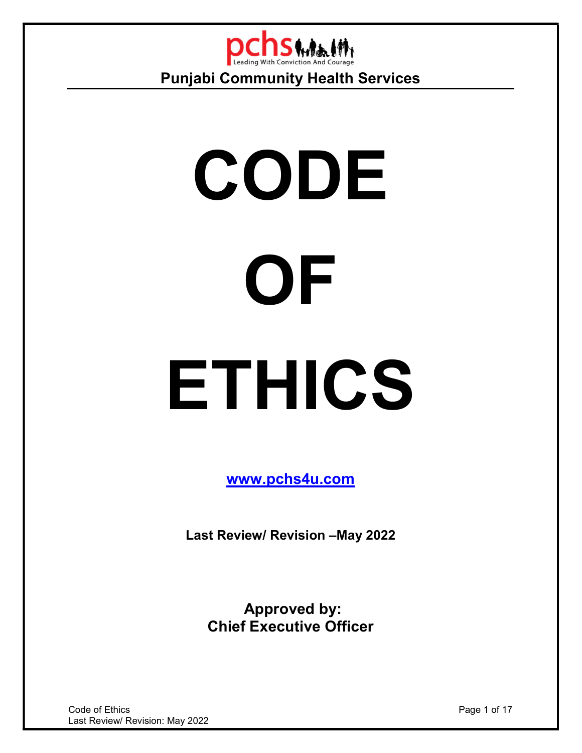pchs Leading With Conviction And Courage

**Punjabi Community Health Services**

# CODE OF ETHICS

**www.pchs4u.com**

**Last Review/ Revision –May 2022**

**Approved by:**
**Chief Executive Officer**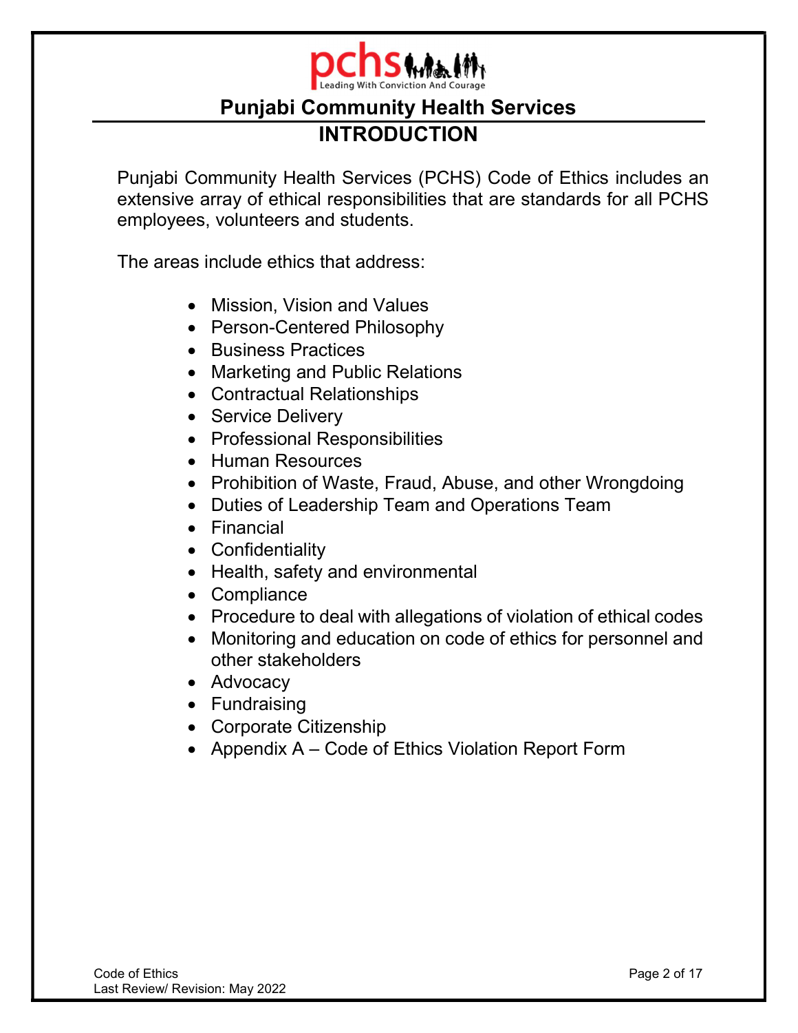# Punjabi Community Health Services

## INTRODUCTION

Punjabi Community Health Services (PCHS) Code of Ethics includes an extensive array of ethical responsibilities that are standards for all PCHS employees, volunteers and students.

The areas include ethics that address:

- Mission, Vision and Values
- Person-Centered Philosophy
- Business Practices
- Marketing and Public Relations
- Contractual Relationships
- Service Delivery
- Professional Responsibilities
- Human Resources
- Prohibition of Waste, Fraud, Abuse, and other Wrongdoing
- Duties of Leadership Team and Operations Team
- Financial
- Confidentiality
- Health, safety and environmental
- Compliance
- Procedure to deal with allegations of violation of ethical codes
- Monitoring and education on code of ethics for personnel and other stakeholders
- Advocacy
- Fundraising
- Corporate Citizenship
- Appendix A – Code of Ethics Violation Report Form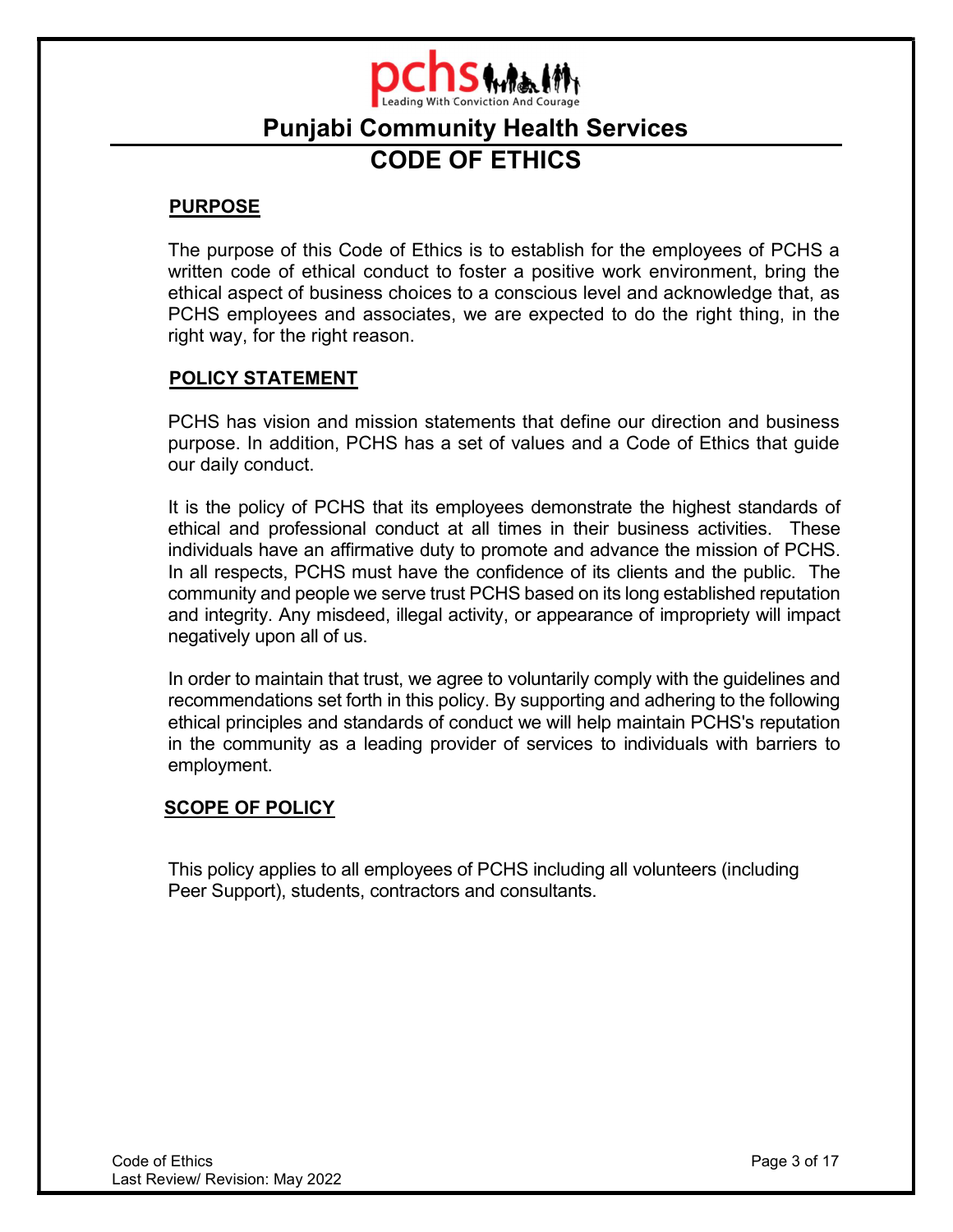# Punjabi Community Health Services

## CODE OF ETHICS

### PURPOSE

The purpose of this Code of Ethics is to establish for the employees of PCHS a written code of ethical conduct to foster a positive work environment, bring the ethical aspect of business choices to a conscious level and acknowledge that, as PCHS employees and associates, we are expected to do the right thing, in the right way, for the right reason.

### POLICY STATEMENT

PCHS has vision and mission statements that define our direction and business purpose. In addition, PCHS has a set of values and a Code of Ethics that guide our daily conduct.

It is the policy of PCHS that its employees demonstrate the highest standards of ethical and professional conduct at all times in their business activities. These individuals have an affirmative duty to promote and advance the mission of PCHS. In all respects, PCHS must have the confidence of its clients and the public. The community and people we serve trust PCHS based on its long established reputation and integrity. Any misdeed, illegal activity, or appearance of impropriety will impact negatively upon all of us.

In order to maintain that trust, we agree to voluntarily comply with the guidelines and recommendations set forth in this policy. By supporting and adhering to the following ethical principles and standards of conduct we will help maintain PCHS's reputation in the community as a leading provider of services to individuals with barriers to employment.

### SCOPE OF POLICY

This policy applies to all employees of PCHS including all volunteers (including Peer Support), students, contractors and consultants.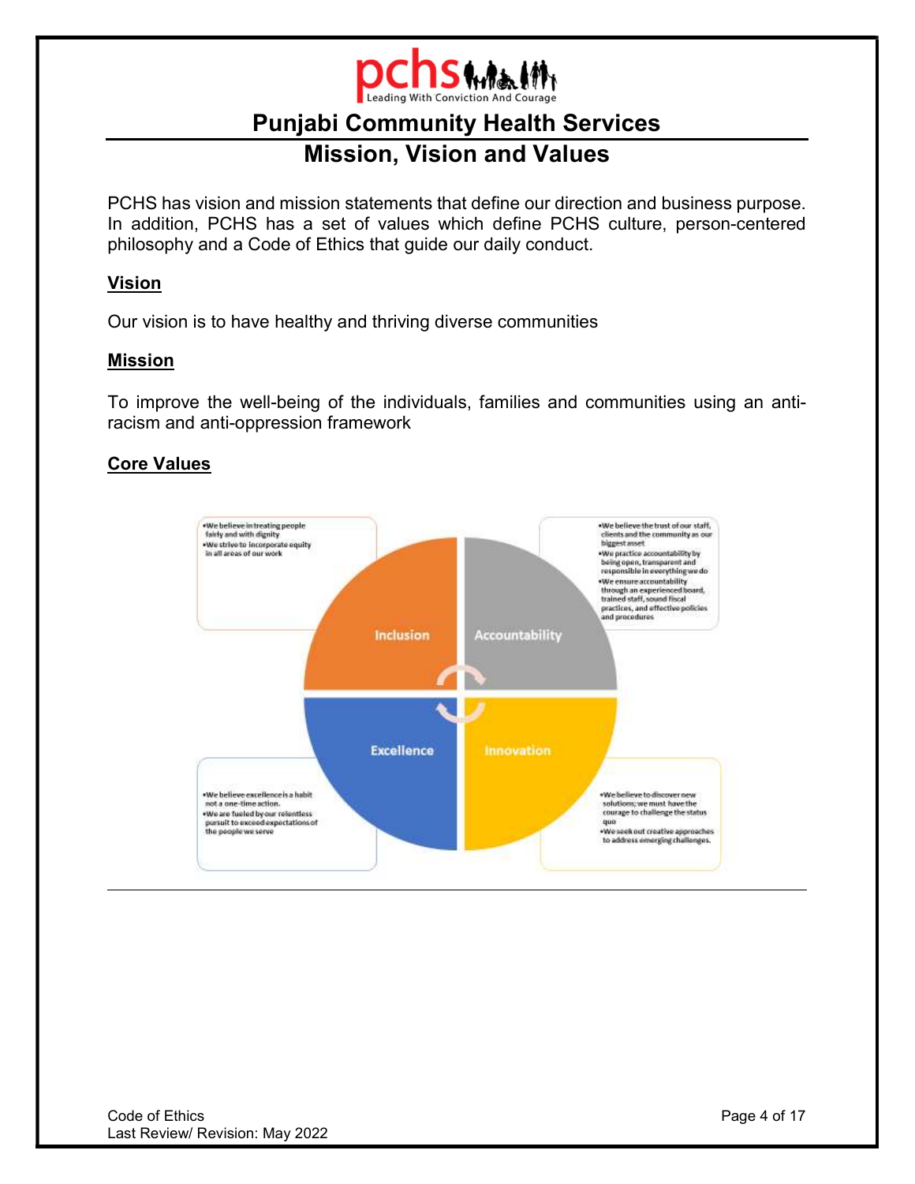# Punjabi Community Health Services

## Mission, Vision and Values

PCHS has vision and mission statements that define our direction and business purpose. In addition, PCHS has a set of values which define PCHS culture, person-centered philosophy and a Code of Ethics that guide our daily conduct.

### Vision

Our vision is to have healthy and thriving diverse communities

### Mission

To improve the well-being of the individuals, families and communities using an anti-racism and anti-oppression framework

### Core Values

**Inclusion**

- We believe in treating people fairly and with dignity
- We strive to incorporate equity in all areas of our work

**Accountability**

- We believe the trust of our staff, clients and the community as our biggest asset
- We practice accountability by being open, transparent and responsible in everything we do
- We ensure accountability through an experienced board, trained staff, sound fiscal practices, and effective policies and procedures

**Excellence**

- We believe excellence is a habit not a one-time action.
- We are fueled by our relentless pursuit to exceed expectations of the people we serve

**Innovation**

- We believe to discover new solutions; we must have the courage to challenge the status quo
- We seek out creative approaches to address emerging challenges.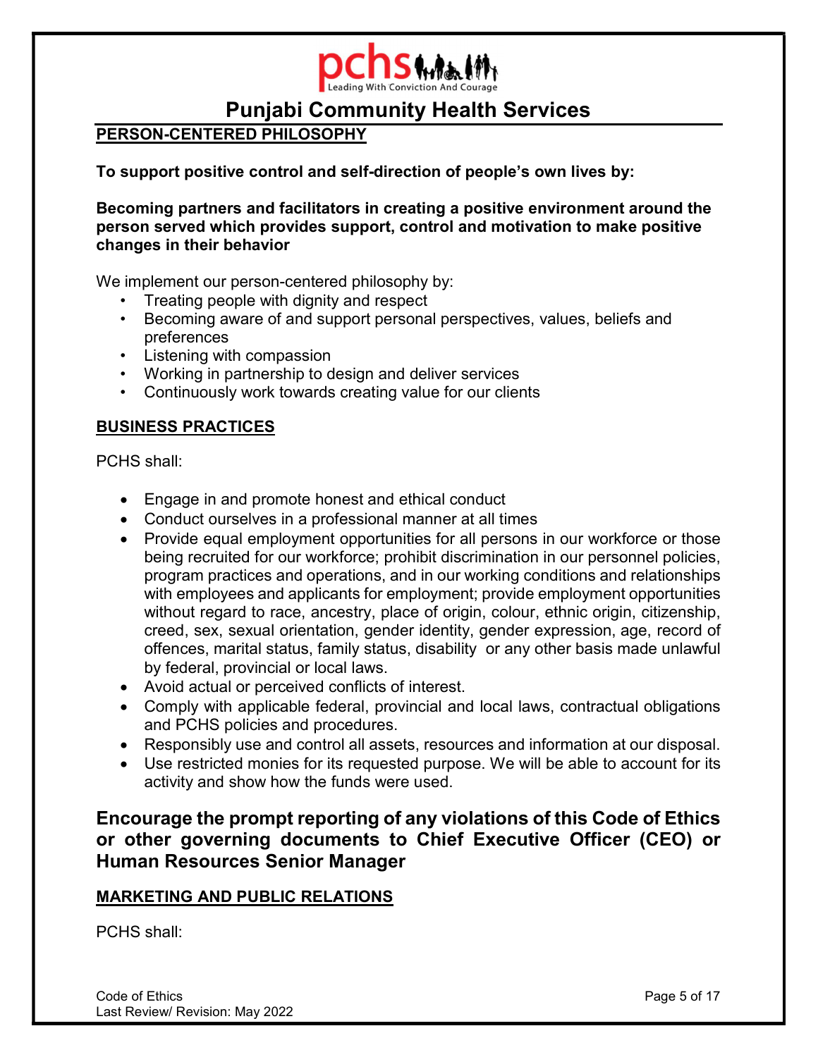## PERSON-CENTERED PHILOSOPHY

**To support positive control and self-direction of people's own lives by:**

**Becoming partners and facilitators in creating a positive environment around the person served which provides support, control and motivation to make positive changes in their behavior**

We implement our person-centered philosophy by:

- Treating people with dignity and respect
- Becoming aware of and support personal perspectives, values, beliefs and preferences
- Listening with compassion
- Working in partnership to design and deliver services
- Continuously work towards creating value for our clients

## BUSINESS PRACTICES

PCHS shall:

- Engage in and promote honest and ethical conduct
- Conduct ourselves in a professional manner at all times
- Provide equal employment opportunities for all persons in our workforce or those being recruited for our workforce; prohibit discrimination in our personnel policies, program practices and operations, and in our working conditions and relationships with employees and applicants for employment; provide employment opportunities without regard to race, ancestry, place of origin, colour, ethnic origin, citizenship, creed, sex, sexual orientation, gender identity, gender expression, age, record of offences, marital status, family status, disability or any other basis made unlawful by federal, provincial or local laws.
- Avoid actual or perceived conflicts of interest.
- Comply with applicable federal, provincial and local laws, contractual obligations and PCHS policies and procedures.
- Responsibly use and control all assets, resources and information at our disposal.
- Use restricted monies for its requested purpose. We will be able to account for its activity and show how the funds were used.

### Encourage the prompt reporting of any violations of this Code of Ethics or other governing documents to Chief Executive Officer (CEO) or Human Resources Senior Manager

## MARKETING AND PUBLIC RELATIONS

PCHS shall: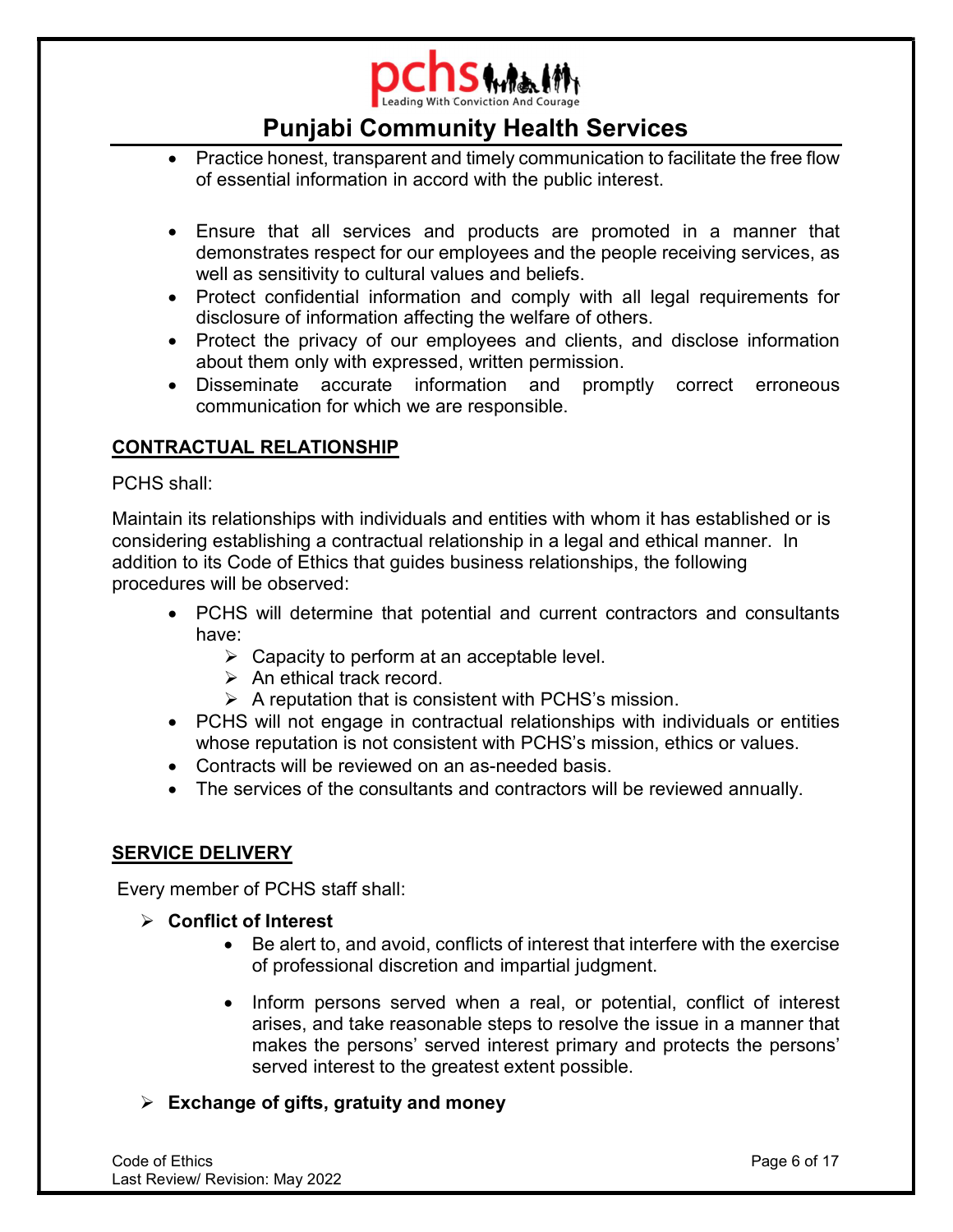- Practice honest, transparent and timely communication to facilitate the free flow of essential information in accord with the public interest.

- Ensure that all services and products are promoted in a manner that demonstrates respect for our employees and the people receiving services, as well as sensitivity to cultural values and beliefs.
- Protect confidential information and comply with all legal requirements for disclosure of information affecting the welfare of others.
- Protect the privacy of our employees and clients, and disclose information about them only with expressed, written permission.
- Disseminate accurate information and promptly correct erroneous communication for which we are responsible.

## CONTRACTUAL RELATIONSHIP

PCHS shall:

Maintain its relationships with individuals and entities with whom it has established or is considering establishing a contractual relationship in a legal and ethical manner. In addition to its Code of Ethics that guides business relationships, the following procedures will be observed:

- PCHS will determine that potential and current contractors and consultants have:
  - Capacity to perform at an acceptable level.
  - An ethical track record.
  - A reputation that is consistent with PCHS's mission.
- PCHS will not engage in contractual relationships with individuals or entities whose reputation is not consistent with PCHS's mission, ethics or values.
- Contracts will be reviewed on an as-needed basis.
- The services of the consultants and contractors will be reviewed annually.

## SERVICE DELIVERY

Every member of PCHS staff shall:

- **Conflict of Interest**
  - Be alert to, and avoid, conflicts of interest that interfere with the exercise of professional discretion and impartial judgment.

  - Inform persons served when a real, or potential, conflict of interest arises, and take reasonable steps to resolve the issue in a manner that makes the persons' served interest primary and protects the persons' served interest to the greatest extent possible.

- **Exchange of gifts, gratuity and money**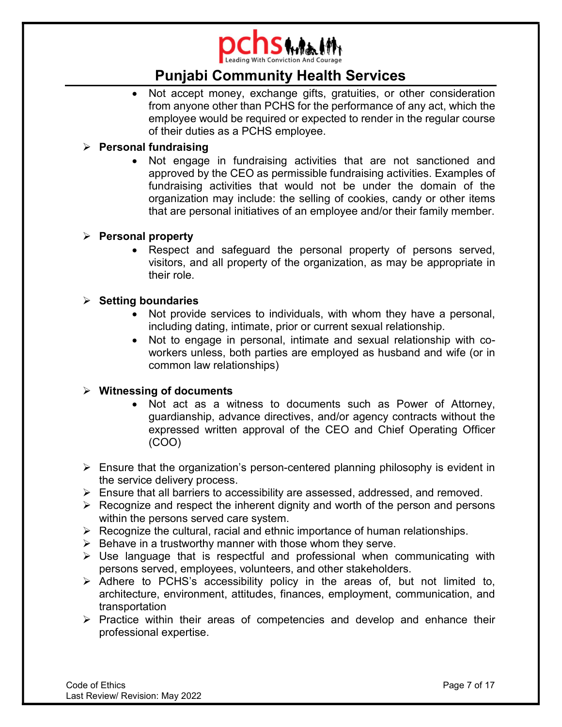- Not accept money, exchange gifts, gratuities, or other consideration from anyone other than PCHS for the performance of any act, which the employee would be required or expected to render in the regular course of their duties as a PCHS employee.

- **Personal fundraising**
  - Not engage in fundraising activities that are not sanctioned and approved by the CEO as permissible fundraising activities. Examples of fundraising activities that would not be under the domain of the organization may include: the selling of cookies, candy or other items that are personal initiatives of an employee and/or their family member.

- **Personal property**
  - Respect and safeguard the personal property of persons served, visitors, and all property of the organization, as may be appropriate in their role.

- **Setting boundaries**
  - Not provide services to individuals, with whom they have a personal, including dating, intimate, prior or current sexual relationship.
  - Not to engage in personal, intimate and sexual relationship with co-workers unless, both parties are employed as husband and wife (or in common law relationships)

- **Witnessing of documents**
  - Not act as a witness to documents such as Power of Attorney, guardianship, advance directives, and/or agency contracts without the expressed written approval of the CEO and Chief Operating Officer (COO)

- Ensure that the organization's person-centered planning philosophy is evident in the service delivery process.
- Ensure that all barriers to accessibility are assessed, addressed, and removed.
- Recognize and respect the inherent dignity and worth of the person and persons within the persons served care system.
- Recognize the cultural, racial and ethnic importance of human relationships.
- Behave in a trustworthy manner with those whom they serve.
- Use language that is respectful and professional when communicating with persons served, employees, volunteers, and other stakeholders.
- Adhere to PCHS's accessibility policy in the areas of, but not limited to, architecture, environment, attitudes, finances, employment, communication, and transportation
- Practice within their areas of competencies and develop and enhance their professional expertise.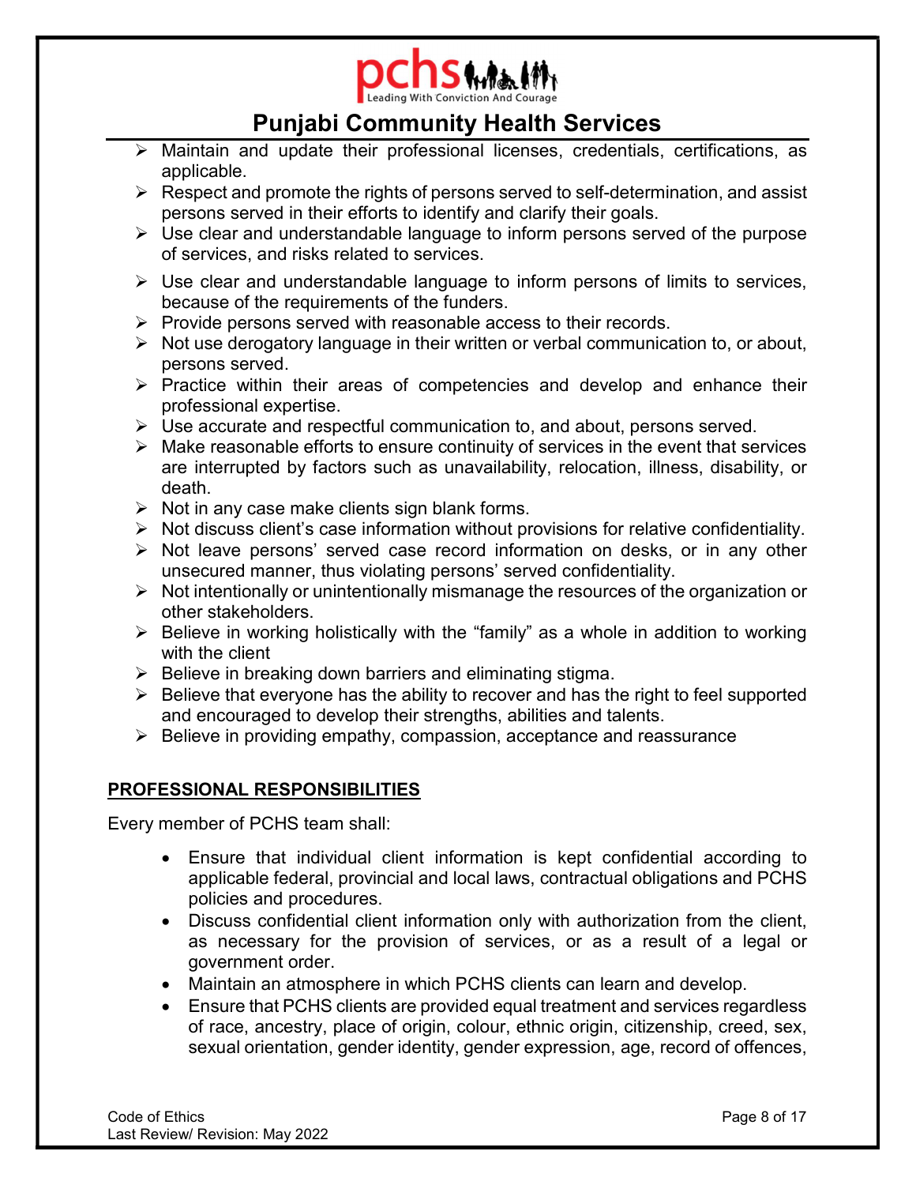- Maintain and update their professional licenses, credentials, certifications, as applicable.
- Respect and promote the rights of persons served to self-determination, and assist persons served in their efforts to identify and clarify their goals.
- Use clear and understandable language to inform persons served of the purpose of services, and risks related to services.
- Use clear and understandable language to inform persons of limits to services, because of the requirements of the funders.
- Provide persons served with reasonable access to their records.
- Not use derogatory language in their written or verbal communication to, or about, persons served.
- Practice within their areas of competencies and develop and enhance their professional expertise.
- Use accurate and respectful communication to, and about, persons served.
- Make reasonable efforts to ensure continuity of services in the event that services are interrupted by factors such as unavailability, relocation, illness, disability, or death.
- Not in any case make clients sign blank forms.
- Not discuss client's case information without provisions for relative confidentiality.
- Not leave persons' served case record information on desks, or in any other unsecured manner, thus violating persons' served confidentiality.
- Not intentionally or unintentionally mismanage the resources of the organization or other stakeholders.
- Believe in working holistically with the "family" as a whole in addition to working with the client
- Believe in breaking down barriers and eliminating stigma.
- Believe that everyone has the ability to recover and has the right to feel supported and encouraged to develop their strengths, abilities and talents.
- Believe in providing empathy, compassion, acceptance and reassurance

## PROFESSIONAL RESPONSIBILITIES

Every member of PCHS team shall:

- Ensure that individual client information is kept confidential according to applicable federal, provincial and local laws, contractual obligations and PCHS policies and procedures.
- Discuss confidential client information only with authorization from the client, as necessary for the provision of services, or as a result of a legal or government order.
- Maintain an atmosphere in which PCHS clients can learn and develop.
- Ensure that PCHS clients are provided equal treatment and services regardless of race, ancestry, place of origin, colour, ethnic origin, citizenship, creed, sex, sexual orientation, gender identity, gender expression, age, record of offences,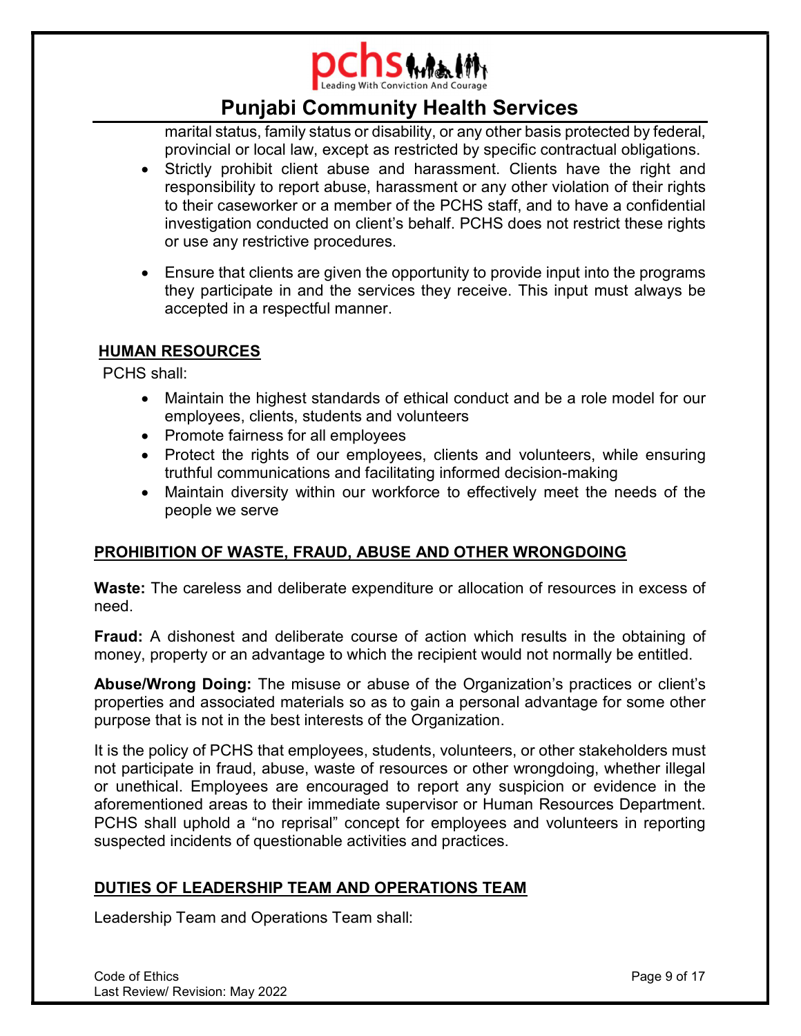marital status, family status or disability, or any other basis protected by federal, provincial or local law, except as restricted by specific contractual obligations.

- Strictly prohibit client abuse and harassment. Clients have the right and responsibility to report abuse, harassment or any other violation of their rights to their caseworker or a member of the PCHS staff, and to have a confidential investigation conducted on client's behalf. PCHS does not restrict these rights or use any restrictive procedures.
- Ensure that clients are given the opportunity to provide input into the programs they participate in and the services they receive. This input must always be accepted in a respectful manner.

## HUMAN RESOURCES

PCHS shall:

- Maintain the highest standards of ethical conduct and be a role model for our employees, clients, students and volunteers
- Promote fairness for all employees
- Protect the rights of our employees, clients and volunteers, while ensuring truthful communications and facilitating informed decision-making
- Maintain diversity within our workforce to effectively meet the needs of the people we serve

## PROHIBITION OF WASTE, FRAUD, ABUSE AND OTHER WRONGDOING

**Waste:** The careless and deliberate expenditure or allocation of resources in excess of need.

**Fraud:** A dishonest and deliberate course of action which results in the obtaining of money, property or an advantage to which the recipient would not normally be entitled.

**Abuse/Wrong Doing:** The misuse or abuse of the Organization's practices or client's properties and associated materials so as to gain a personal advantage for some other purpose that is not in the best interests of the Organization.

It is the policy of PCHS that employees, students, volunteers, or other stakeholders must not participate in fraud, abuse, waste of resources or other wrongdoing, whether illegal or unethical. Employees are encouraged to report any suspicion or evidence in the aforementioned areas to their immediate supervisor or Human Resources Department. PCHS shall uphold a "no reprisal" concept for employees and volunteers in reporting suspected incidents of questionable activities and practices.

## DUTIES OF LEADERSHIP TEAM AND OPERATIONS TEAM

Leadership Team and Operations Team shall: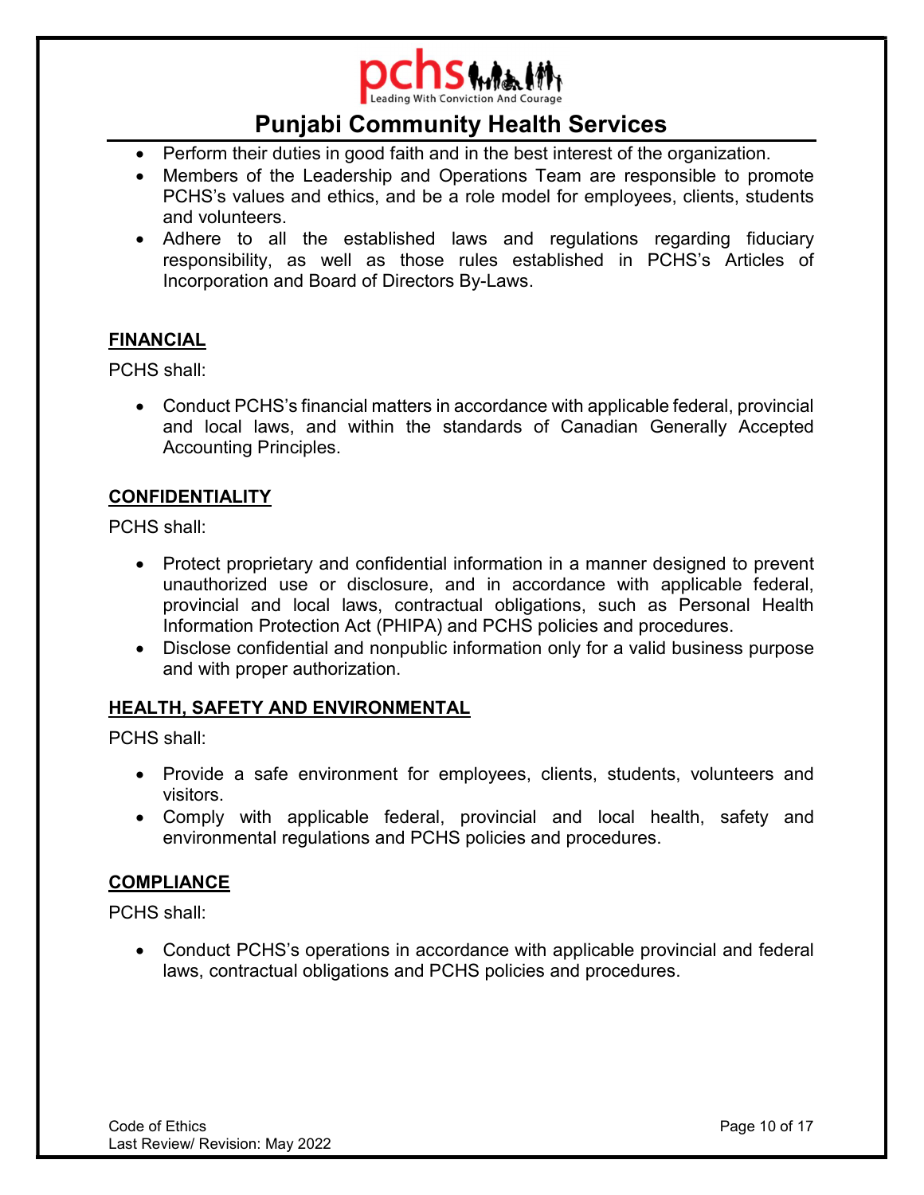- Perform their duties in good faith and in the best interest of the organization.
- Members of the Leadership and Operations Team are responsible to promote PCHS's values and ethics, and be a role model for employees, clients, students and volunteers.
- Adhere to all the established laws and regulations regarding fiduciary responsibility, as well as those rules established in PCHS's Articles of Incorporation and Board of Directors By-Laws.

## FINANCIAL

PCHS shall:

- Conduct PCHS's financial matters in accordance with applicable federal, provincial and local laws, and within the standards of Canadian Generally Accepted Accounting Principles.

## CONFIDENTIALITY

PCHS shall:

- Protect proprietary and confidential information in a manner designed to prevent unauthorized use or disclosure, and in accordance with applicable federal, provincial and local laws, contractual obligations, such as Personal Health Information Protection Act (PHIPA) and PCHS policies and procedures.
- Disclose confidential and nonpublic information only for a valid business purpose and with proper authorization.

## HEALTH, SAFETY AND ENVIRONMENTAL

PCHS shall:

- Provide a safe environment for employees, clients, students, volunteers and visitors.
- Comply with applicable federal, provincial and local health, safety and environmental regulations and PCHS policies and procedures.

## COMPLIANCE

PCHS shall:

- Conduct PCHS's operations in accordance with applicable provincial and federal laws, contractual obligations and PCHS policies and procedures.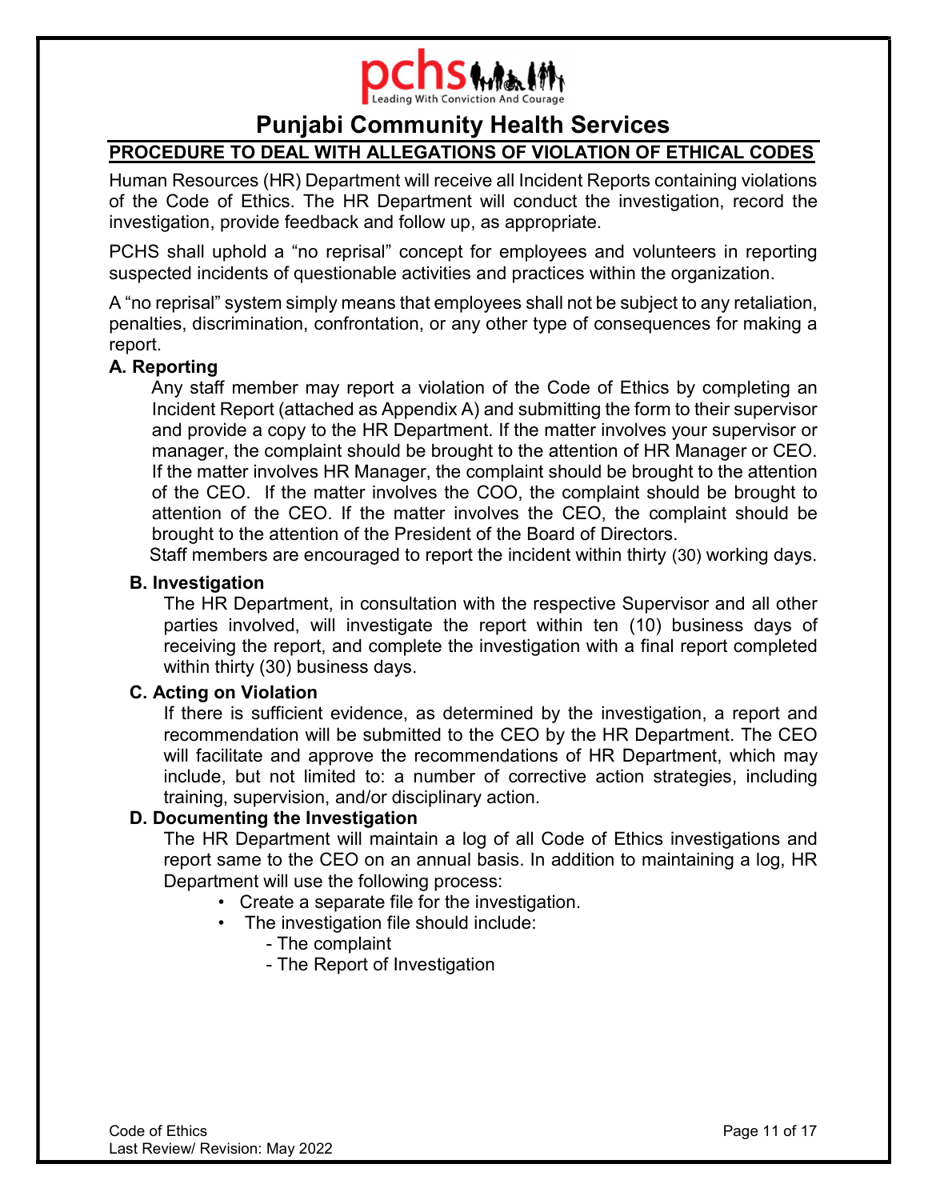# Punjabi Community Health Services

## PROCEDURE TO DEAL WITH ALLEGATIONS OF VIOLATION OF ETHICAL CODES

Human Resources (HR) Department will receive all Incident Reports containing violations of the Code of Ethics. The HR Department will conduct the investigation, record the investigation, provide feedback and follow up, as appropriate.

PCHS shall uphold a "no reprisal" concept for employees and volunteers in reporting suspected incidents of questionable activities and practices within the organization.

A "no reprisal" system simply means that employees shall not be subject to any retaliation, penalties, discrimination, confrontation, or any other type of consequences for making a report.

### A. Reporting

Any staff member may report a violation of the Code of Ethics by completing an Incident Report (attached as Appendix A) and submitting the form to their supervisor and provide a copy to the HR Department. If the matter involves your supervisor or manager, the complaint should be brought to the attention of HR Manager or CEO. If the matter involves HR Manager, the complaint should be brought to the attention of the CEO. If the matter involves the COO, the complaint should be brought to attention of the CEO. If the matter involves the CEO, the complaint should be brought to the attention of the President of the Board of Directors.

Staff members are encouraged to report the incident within thirty (30) working days.

### B. Investigation

The HR Department, in consultation with the respective Supervisor and all other parties involved, will investigate the report within ten (10) business days of receiving the report, and complete the investigation with a final report completed within thirty (30) business days.

### C. Acting on Violation

If there is sufficient evidence, as determined by the investigation, a report and recommendation will be submitted to the CEO by the HR Department. The CEO will facilitate and approve the recommendations of HR Department, which may include, but not limited to: a number of corrective action strategies, including training, supervision, and/or disciplinary action.

### D. Documenting the Investigation

The HR Department will maintain a log of all Code of Ethics investigations and report same to the CEO on an annual basis. In addition to maintaining a log, HR Department will use the following process:

- Create a separate file for the investigation.
- The investigation file should include:
  - The complaint
  - The Report of Investigation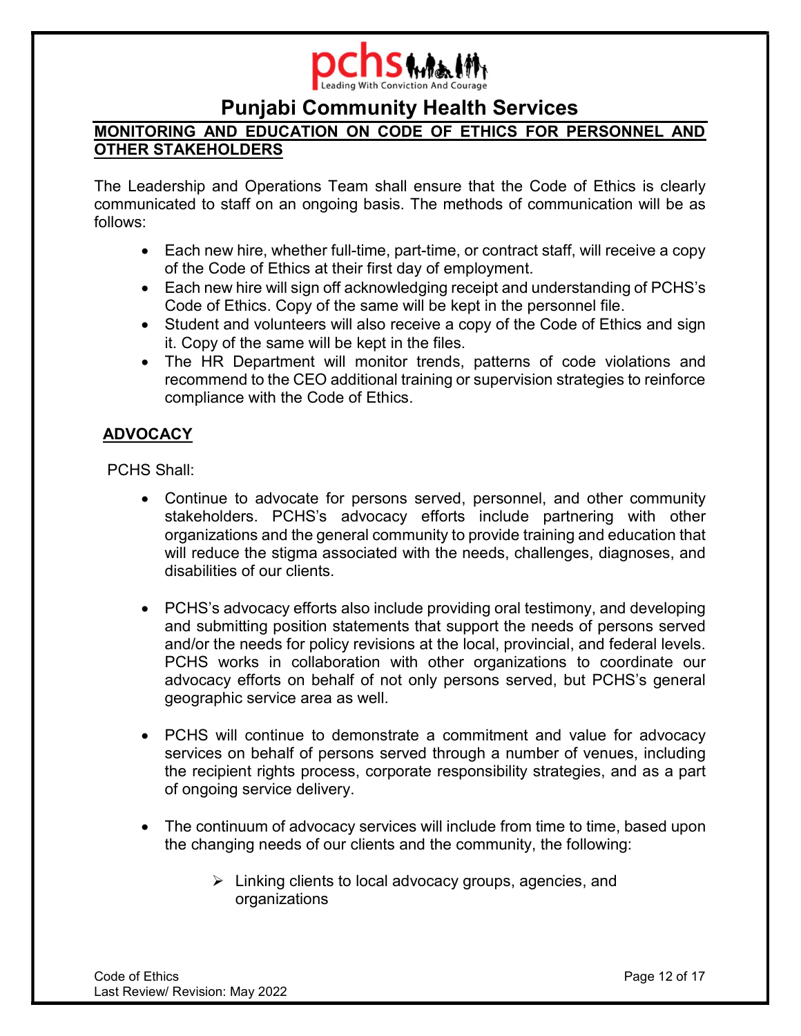# Punjabi Community Health Services

## MONITORING AND EDUCATION ON CODE OF ETHICS FOR PERSONNEL AND OTHER STAKEHOLDERS

The Leadership and Operations Team shall ensure that the Code of Ethics is clearly communicated to staff on an ongoing basis. The methods of communication will be as follows:

- Each new hire, whether full-time, part-time, or contract staff, will receive a copy of the Code of Ethics at their first day of employment.
- Each new hire will sign off acknowledging receipt and understanding of PCHS's Code of Ethics. Copy of the same will be kept in the personnel file.
- Student and volunteers will also receive a copy of the Code of Ethics and sign it. Copy of the same will be kept in the files.
- The HR Department will monitor trends, patterns of code violations and recommend to the CEO additional training or supervision strategies to reinforce compliance with the Code of Ethics.

## ADVOCACY

PCHS Shall:

- Continue to advocate for persons served, personnel, and other community stakeholders. PCHS's advocacy efforts include partnering with other organizations and the general community to provide training and education that will reduce the stigma associated with the needs, challenges, diagnoses, and disabilities of our clients.

- PCHS's advocacy efforts also include providing oral testimony, and developing and submitting position statements that support the needs of persons served and/or the needs for policy revisions at the local, provincial, and federal levels. PCHS works in collaboration with other organizations to coordinate our advocacy efforts on behalf of not only persons served, but PCHS's general geographic service area as well.

- PCHS will continue to demonstrate a commitment and value for advocacy services on behalf of persons served through a number of venues, including the recipient rights process, corporate responsibility strategies, and as a part of ongoing service delivery.

- The continuum of advocacy services will include from time to time, based upon the changing needs of our clients and the community, the following:

    - Linking clients to local advocacy groups, agencies, and organizations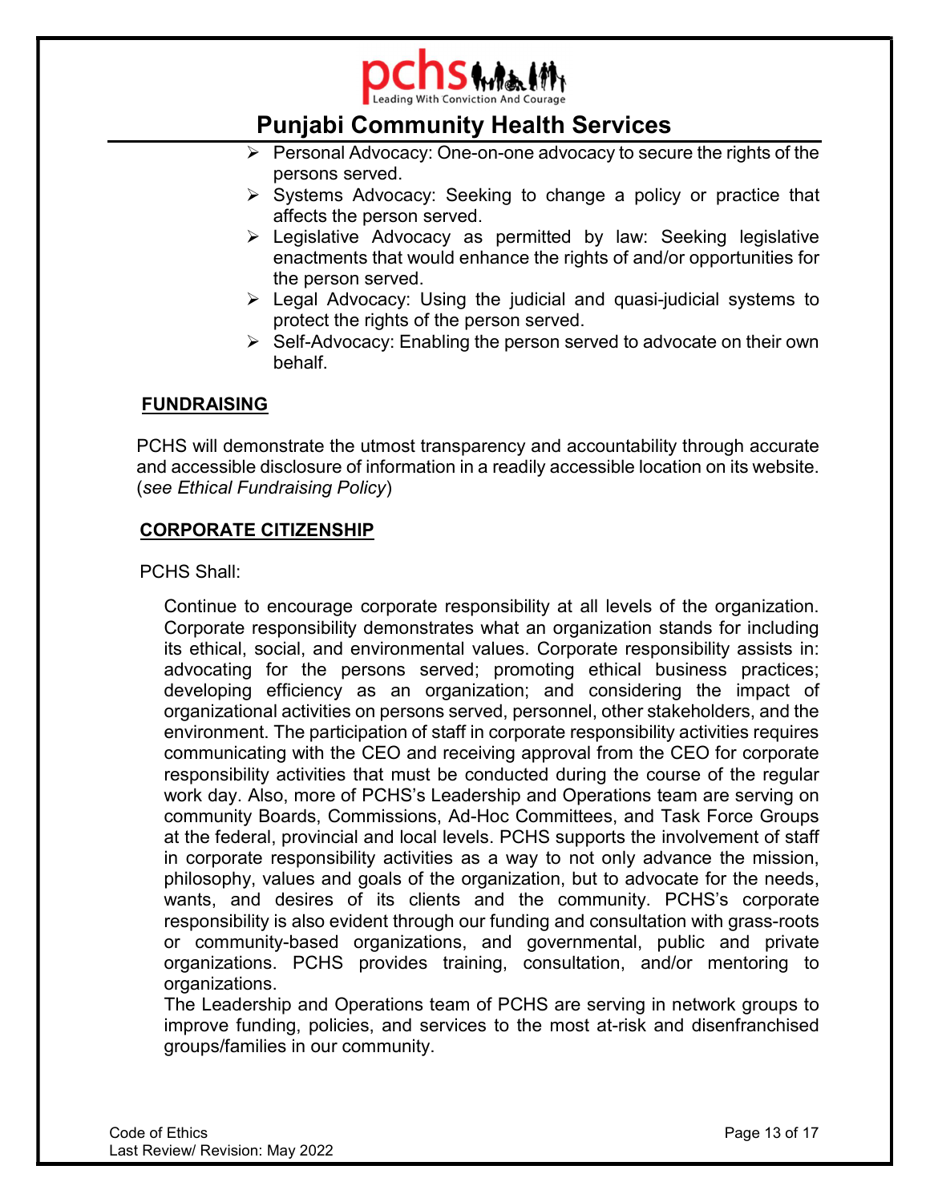- Personal Advocacy: One-on-one advocacy to secure the rights of the persons served.
- Systems Advocacy: Seeking to change a policy or practice that affects the person served.
- Legislative Advocacy as permitted by law: Seeking legislative enactments that would enhance the rights of and/or opportunities for the person served.
- Legal Advocacy: Using the judicial and quasi-judicial systems to protect the rights of the person served.
- Self-Advocacy: Enabling the person served to advocate on their own behalf.

## FUNDRAISING

PCHS will demonstrate the utmost transparency and accountability through accurate and accessible disclosure of information in a readily accessible location on its website. (*see Ethical Fundraising Policy*)

## CORPORATE CITIZENSHIP

PCHS Shall:

Continue to encourage corporate responsibility at all levels of the organization. Corporate responsibility demonstrates what an organization stands for including its ethical, social, and environmental values. Corporate responsibility assists in: advocating for the persons served; promoting ethical business practices; developing efficiency as an organization; and considering the impact of organizational activities on persons served, personnel, other stakeholders, and the environment. The participation of staff in corporate responsibility activities requires communicating with the CEO and receiving approval from the CEO for corporate responsibility activities that must be conducted during the course of the regular work day. Also, more of PCHS's Leadership and Operations team are serving on community Boards, Commissions, Ad-Hoc Committees, and Task Force Groups at the federal, provincial and local levels. PCHS supports the involvement of staff in corporate responsibility activities as a way to not only advance the mission, philosophy, values and goals of the organization, but to advocate for the needs, wants, and desires of its clients and the community. PCHS's corporate responsibility is also evident through our funding and consultation with grass-roots or community-based organizations, and governmental, public and private organizations. PCHS provides training, consultation, and/or mentoring to organizations.

The Leadership and Operations team of PCHS are serving in network groups to improve funding, policies, and services to the most at-risk and disenfranchised groups/families in our community.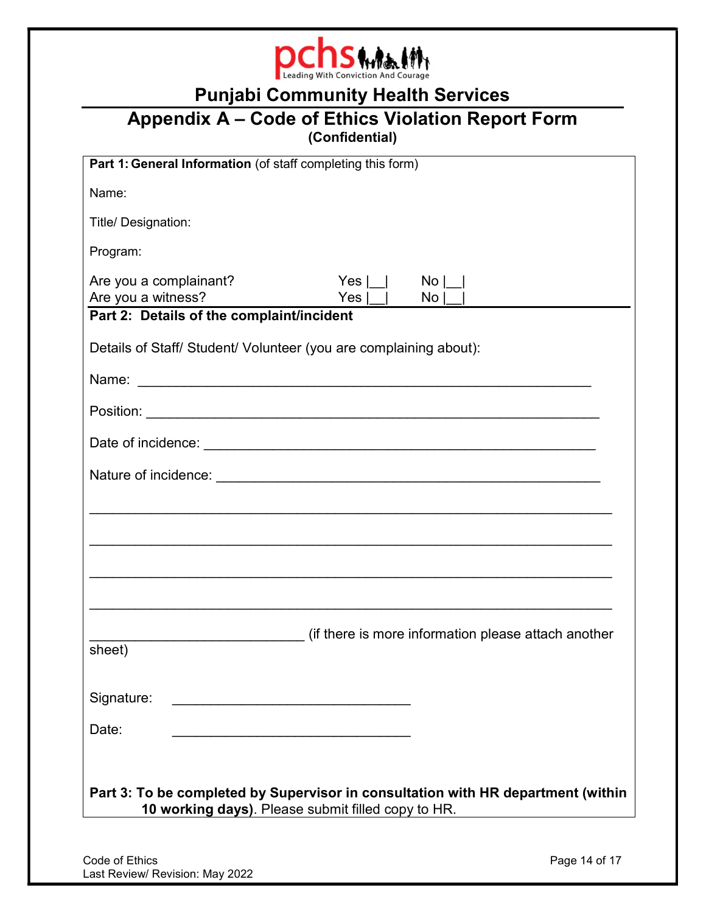pchs
Leading With Conviction And Courage

# Punjabi Community Health Services

## Appendix A – Code of Ethics Violation Report Form

**(Confidential)**

**Part 1: General Information** (of staff completing this form)

Name:

Title/ Designation:

Program:

Are you a complainant? Yes |__| No |__|
Are you a witness? Yes |__| No |__|

**Part 2: Details of the complaint/incident**

Details of Staff/ Student/ Volunteer (you are complaining about):

Name: ____________________________________________________________

Position: __________________________________________________________

Date of incidence: __________________________________________________

Nature of incidence: ________________________________________________

______________________________________________________________________

______________________________________________________________________

______________________________________________________________________

______________________________________________________________________

______________________________ (if there is more information please attach another sheet)

Signature: ________________________________

Date: ________________________________

**Part 3: To be completed by Supervisor in consultation with HR department (within 10 working days)**. Please submit filled copy to HR.

Code of Ethics
Last Review/ Revision: May 2022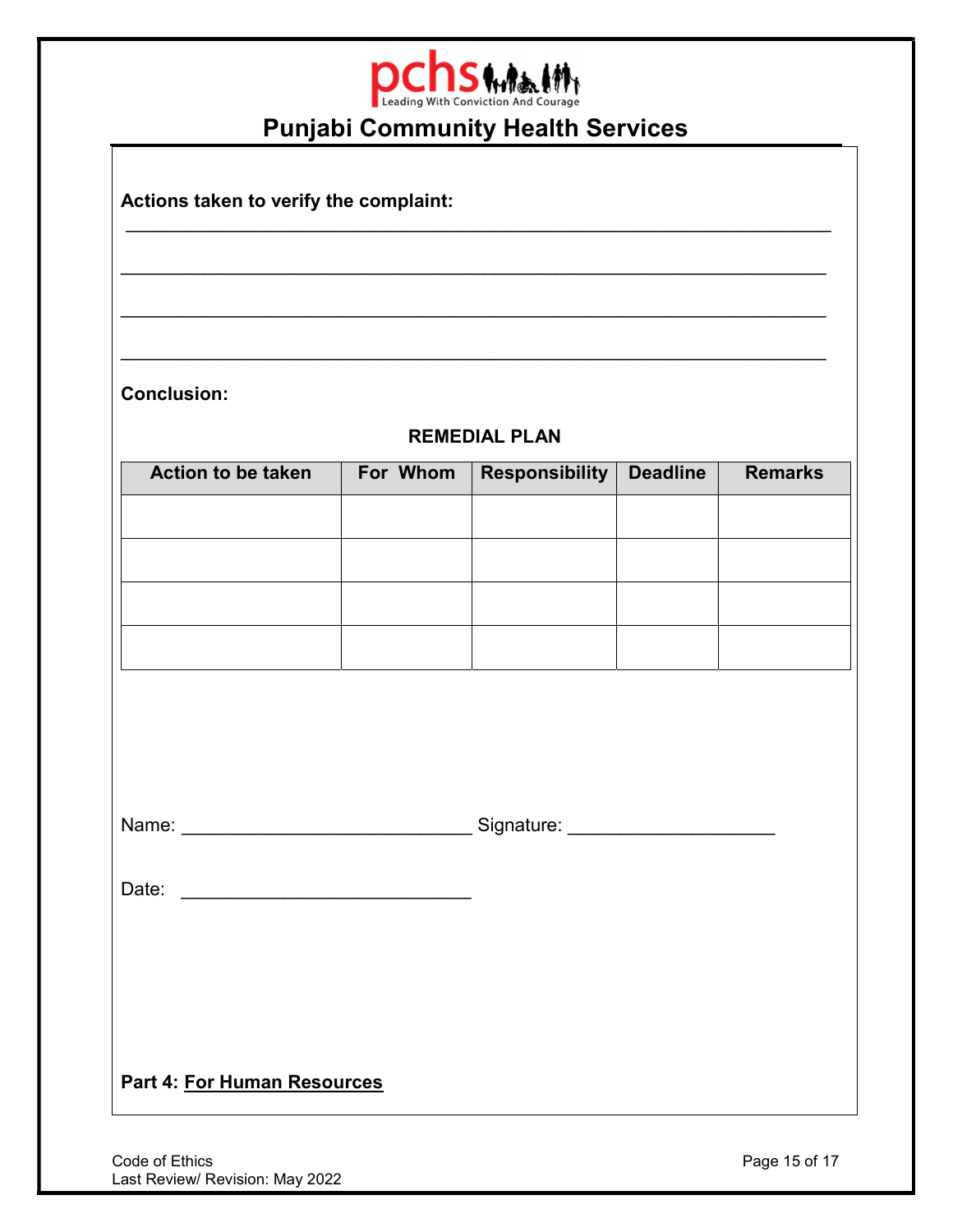Punjabi Community Health Services

**Actions taken to verify the complaint:**

_______________________________________________________________________

_______________________________________________________________________

_______________________________________________________________________

_______________________________________________________________________

**Conclusion:**

**REMEDIAL PLAN**

| Action to be taken | For Whom | Responsibility | Deadline | Remarks |
|---|---|---|---|---|
| | | | | |
| | | | | |
| | | | | |
| | | | | |

Name: ____________________________ Signature: ____________________

Date: ____________________________

**Part 4: For Human Resources**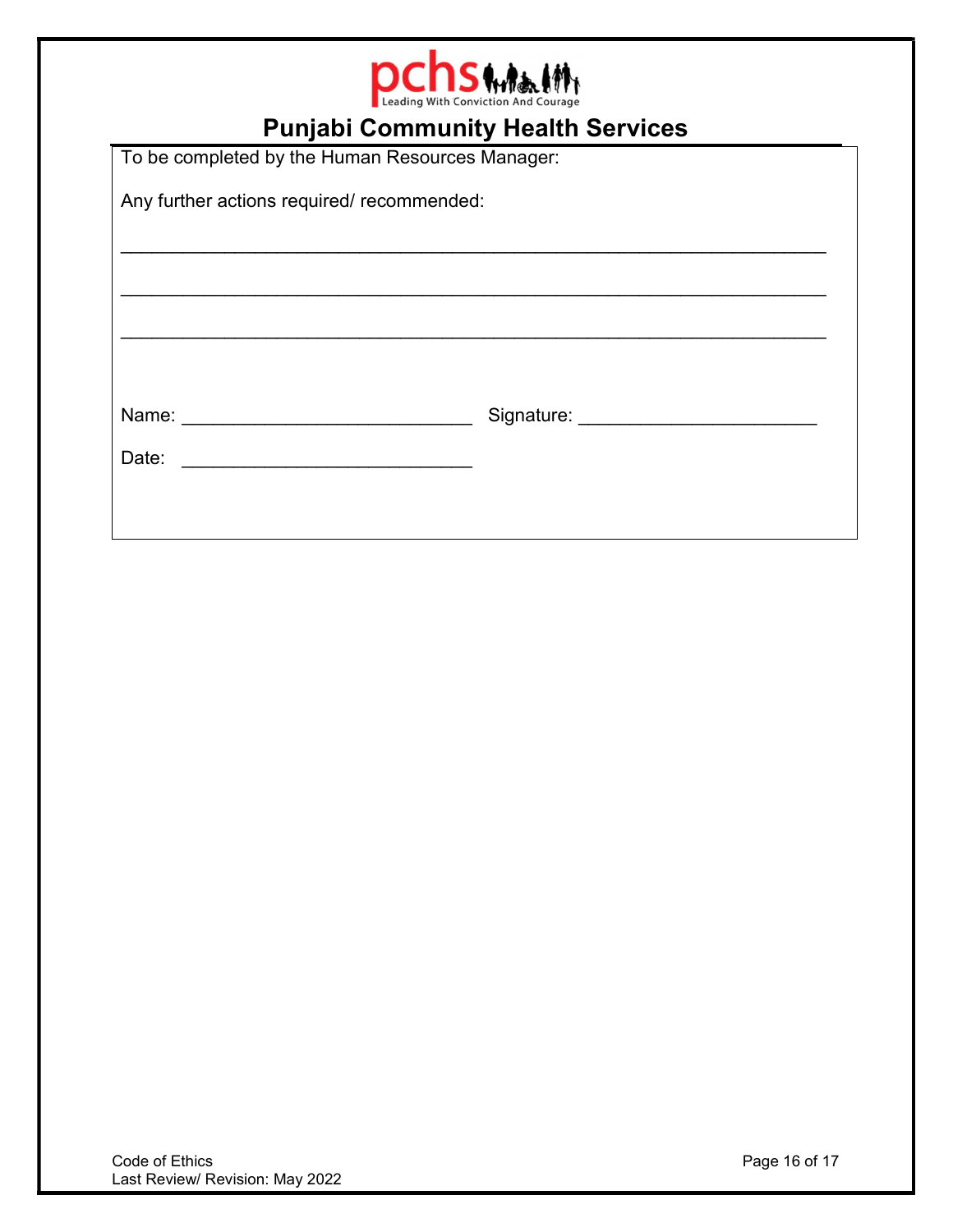# Punjabi Community Health Services

To be completed by the Human Resources Manager:

Any further actions required/ recommended:

\_\_\_\_\_\_\_\_\_\_\_\_\_\_\_\_\_\_\_\_\_\_\_\_\_\_\_\_\_\_\_\_\_\_\_\_\_\_\_\_\_\_\_\_\_\_\_\_\_\_\_\_\_\_\_\_\_\_\_\_\_\_\_\_

\_\_\_\_\_\_\_\_\_\_\_\_\_\_\_\_\_\_\_\_\_\_\_\_\_\_\_\_\_\_\_\_\_\_\_\_\_\_\_\_\_\_\_\_\_\_\_\_\_\_\_\_\_\_\_\_\_\_\_\_\_\_\_\_

\_\_\_\_\_\_\_\_\_\_\_\_\_\_\_\_\_\_\_\_\_\_\_\_\_\_\_\_\_\_\_\_\_\_\_\_\_\_\_\_\_\_\_\_\_\_\_\_\_\_\_\_\_\_\_\_\_\_\_\_\_\_\_\_

Name: \_\_\_\_\_\_\_\_\_\_\_\_\_\_\_\_\_\_\_\_\_\_\_\_\_\_\_\_ Signature: \_\_\_\_\_\_\_\_\_\_\_\_\_\_\_\_\_\_\_\_\_\_\_

Date: \_\_\_\_\_\_\_\_\_\_\_\_\_\_\_\_\_\_\_\_\_\_\_\_\_\_\_\_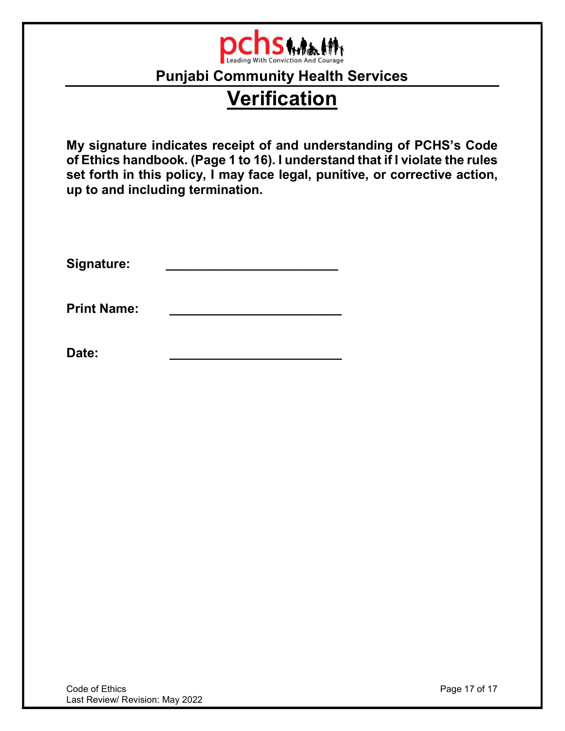pchs
Leading With Conviction And Courage

**Punjabi Community Health Services**

# Verification

**My signature indicates receipt of and understanding of PCHS's Code of Ethics handbook. (Page 1 to 16). I understand that if I violate the rules set forth in this policy, I may face legal, punitive, or corrective action, up to and including termination.**

**Signature:** ________________________

**Print Name:** ________________________

**Date:** ________________________

Code of Ethics
Last Review/ Revision: May 2022